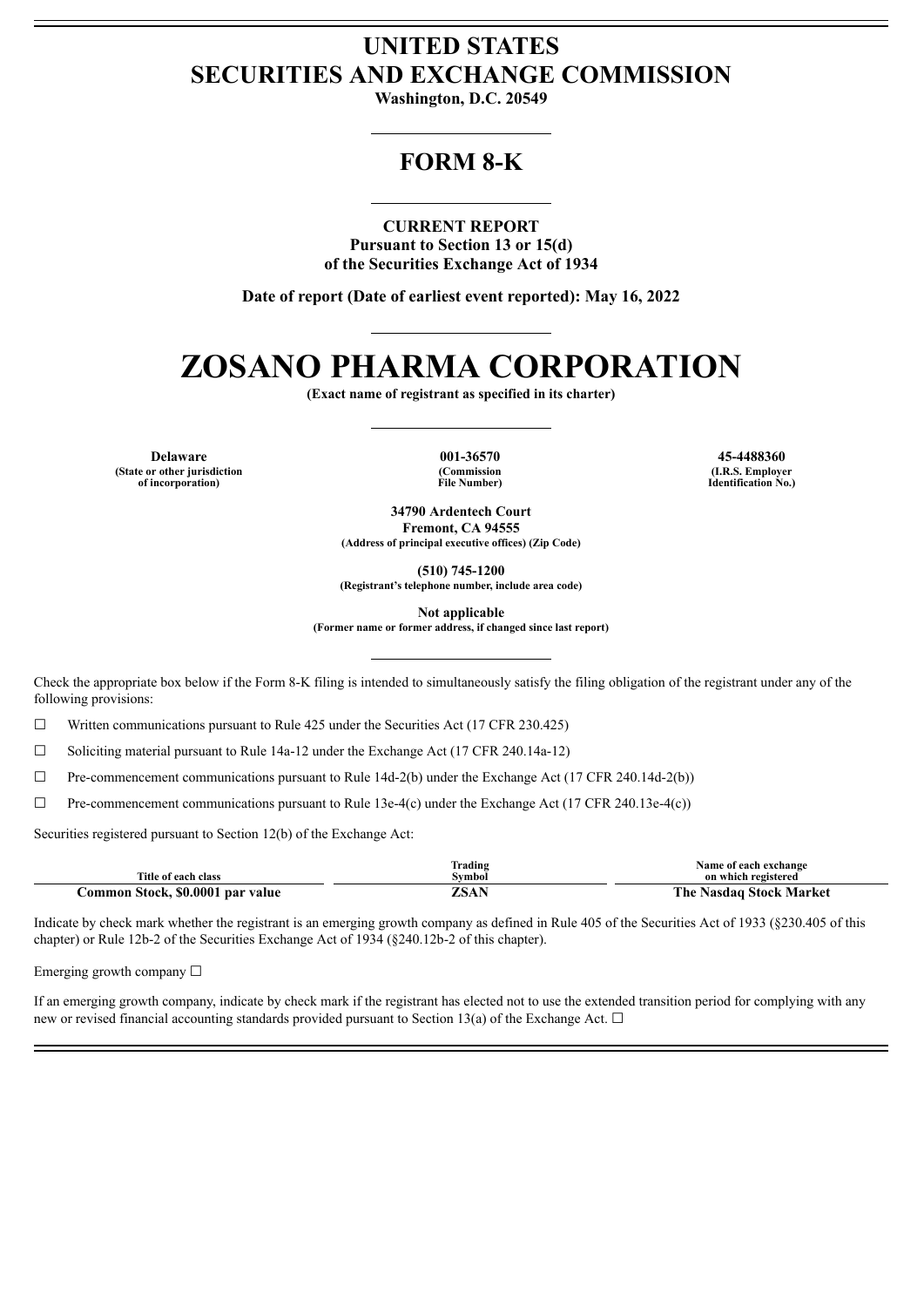# UNITED STATES
# SECURITIES AND EXCHANGE COMMISSION

**Washington, D.C. 20549**

## FORM 8-K

**CURRENT REPORT**
**Pursuant to Section 13 or 15(d)**
**of the Securities Exchange Act of 1934**

**Date of report (Date of earliest event reported): May 16, 2022**

# ZOSANO PHARMA CORPORATION

**(Exact name of registrant as specified in its charter)**

| Delaware | 001-36570 | 45-4488360 |
|---|---|---|
| (State or other jurisdiction of incorporation) | (Commission File Number) | (I.R.S. Employer Identification No.) |

**34790 Ardentech Court**
**Fremont, CA 94555**
**(Address of principal executive offices) (Zip Code)**

**(510) 745-1200**
**(Registrant's telephone number, include area code)**

**Not applicable**
**(Former name or former address, if changed since last report)**

Check the appropriate box below if the Form 8-K filing is intended to simultaneously satisfy the filing obligation of the registrant under any of the following provisions:

☐ Written communications pursuant to Rule 425 under the Securities Act (17 CFR 230.425)

☐ Soliciting material pursuant to Rule 14a-12 under the Exchange Act (17 CFR 240.14a-12)

☐ Pre-commencement communications pursuant to Rule 14d-2(b) under the Exchange Act (17 CFR 240.14d-2(b))

☐ Pre-commencement communications pursuant to Rule 13e-4(c) under the Exchange Act (17 CFR 240.13e-4(c))

Securities registered pursuant to Section 12(b) of the Exchange Act:

| Title of each class | Trading Symbol | Name of each exchange on which registered |
|---|---|---|
| Common Stock, $0.0001 par value | ZSAN | The Nasdaq Stock Market |

Indicate by check mark whether the registrant is an emerging growth company as defined in Rule 405 of the Securities Act of 1933 (§230.405 of this chapter) or Rule 12b-2 of the Securities Exchange Act of 1934 (§240.12b-2 of this chapter).

Emerging growth company ☐

If an emerging growth company, indicate by check mark if the registrant has elected not to use the extended transition period for complying with any new or revised financial accounting standards provided pursuant to Section 13(a) of the Exchange Act. ☐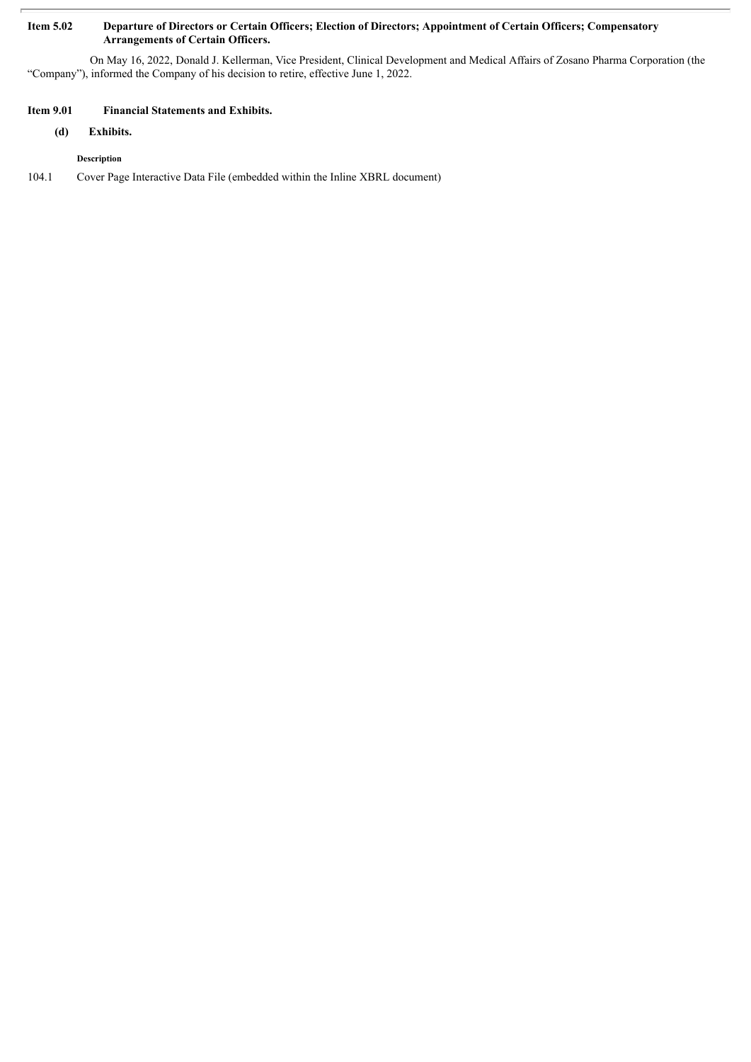**Item 5.02 Departure of Directors or Certain Officers; Election of Directors; Appointment of Certain Officers; Compensatory Arrangements of Certain Officers.**

On May 16, 2022, Donald J. Kellerman, Vice President, Clinical Development and Medical Affairs of Zosano Pharma Corporation (the "Company"), informed the Company of his decision to retire, effective June 1, 2022.

**Item 9.01 Financial Statements and Exhibits.**

**(d) Exhibits.**

| | **Description** |
|---|---|
| 104.1 | Cover Page Interactive Data File (embedded within the Inline XBRL document) |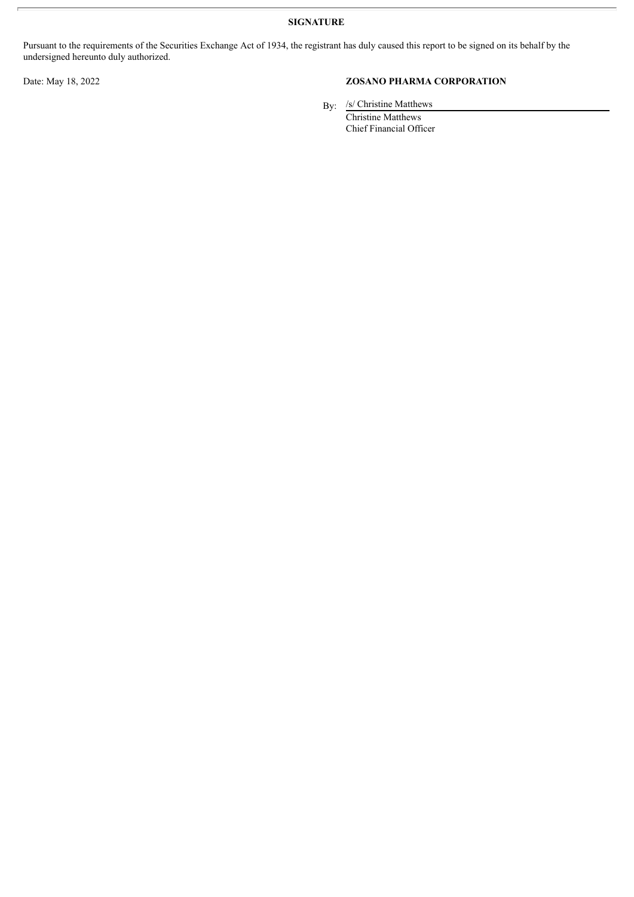**SIGNATURE**

Pursuant to the requirements of the Securities Exchange Act of 1934, the registrant has duly caused this report to be signed on its behalf by the undersigned hereunto duly authorized.

Date: May 18, 2022

**ZOSANO PHARMA CORPORATION**

By: /s/ Christine Matthews
Christine Matthews
Chief Financial Officer